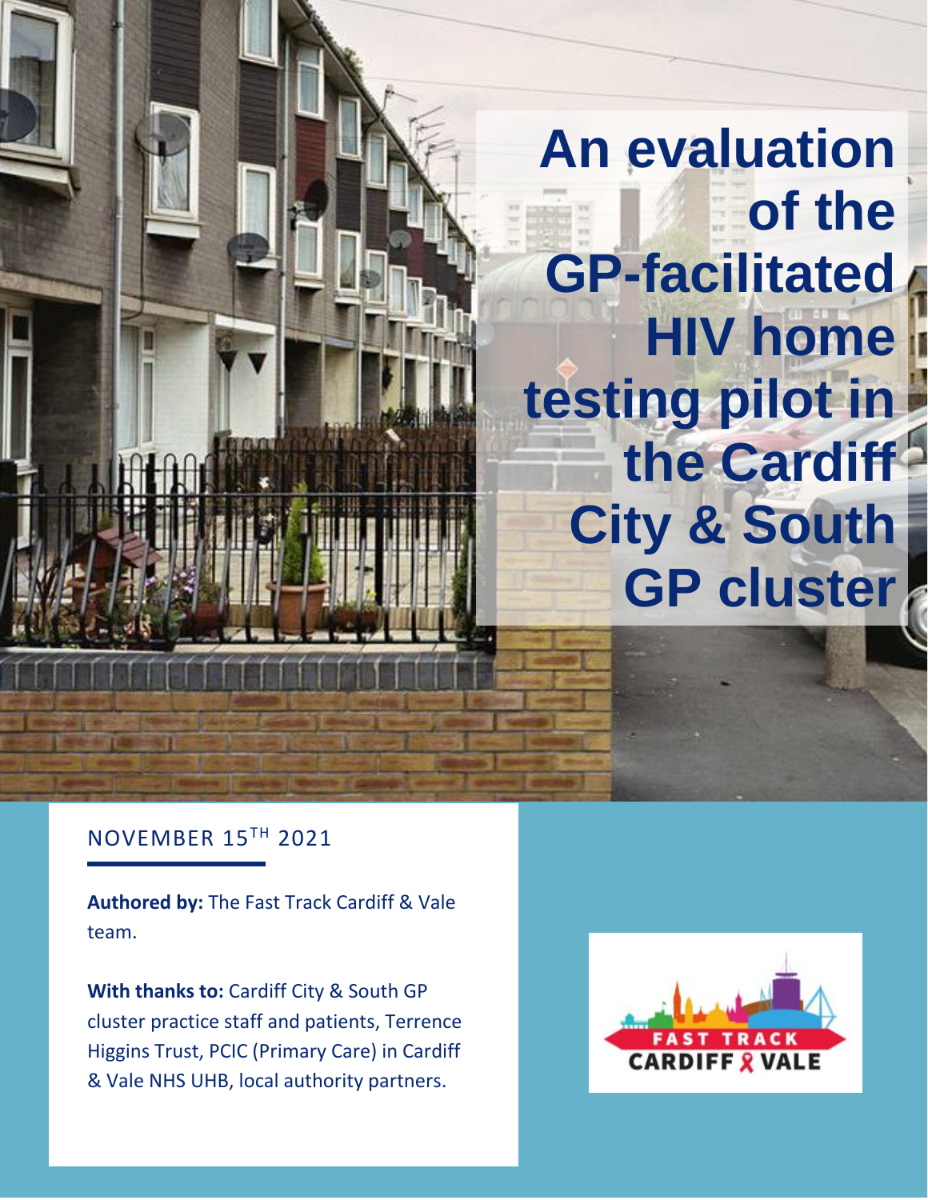# An evaluation of the GP-facilitated HIV home testing pilot in the Cardiff City & South GP cluster

NOVEMBER 15TH 2021

**Authored by:** The Fast Track Cardiff & Vale team.

**With thanks to:** Cardiff City & South GP cluster practice staff and patients, Terrence Higgins Trust, PCIC (Primary Care) in Cardiff & Vale NHS UHB, local authority partners.

FAST TRACK CARDIFF & VALE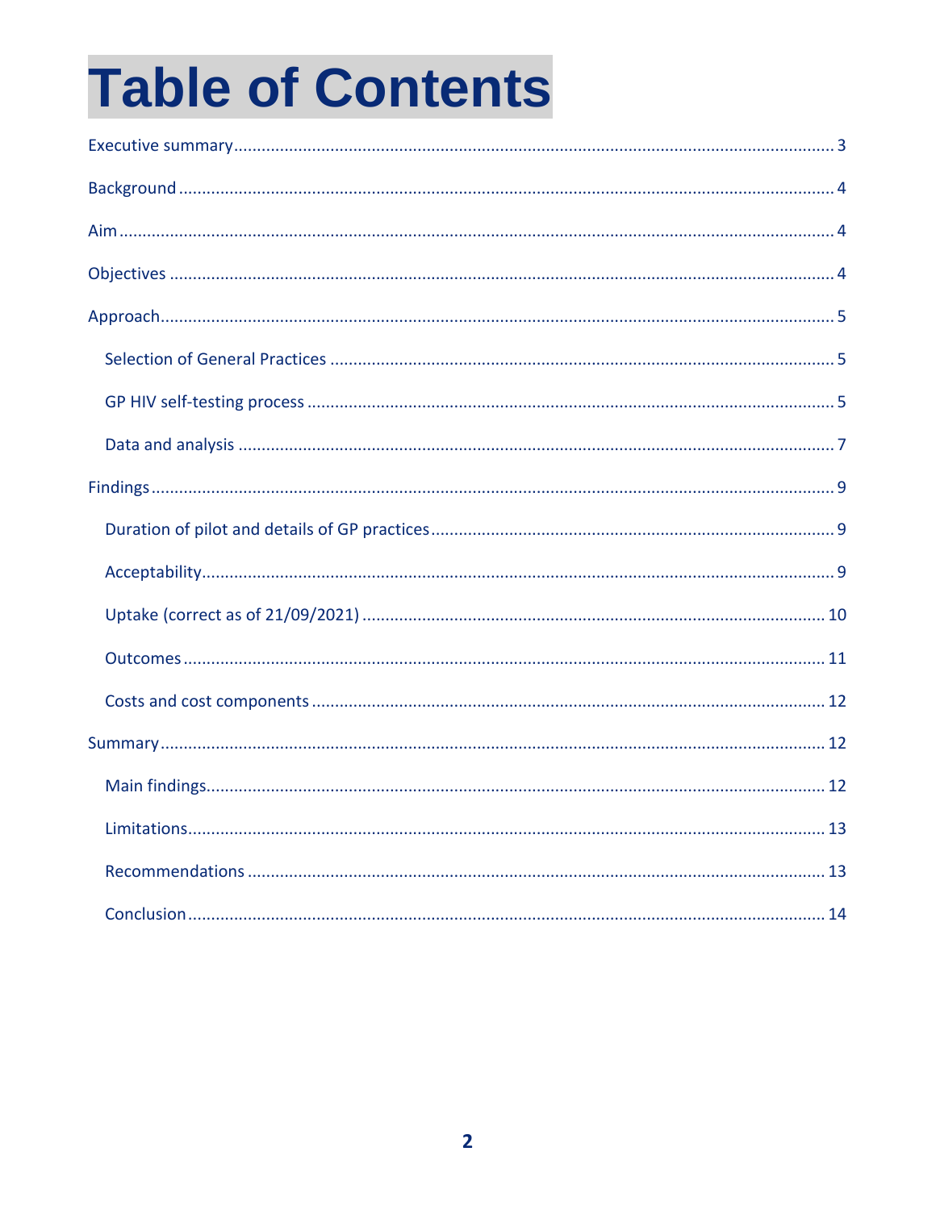# Table of Contents

Executive summary ........................................................................................................................ 3

Background ...................................................................................................................................... 4

Aim .................................................................................................................................................. 4

Objectives ........................................................................................................................................ 4

Approach.......................................................................................................................................... 5

- Selection of General Practices ..................................................................................................... 5
- GP HIV self-testing process ........................................................................................................... 5
- Data and analysis .......................................................................................................................... 7

Findings ............................................................................................................................................ 9

- Duration of pilot and details of GP practices ................................................................................ 9
- Acceptability.................................................................................................................................. 9
- Uptake (correct as of 21/09/2021) ............................................................................................. 10
- Outcomes .................................................................................................................................... 11
- Costs and cost components ........................................................................................................ 12

Summary ........................................................................................................................................ 12

- Main findings............................................................................................................................... 12
- Limitations................................................................................................................................... 13
- Recommendations ..................................................................................................................... 13
- Conclusion .................................................................................................................................. 14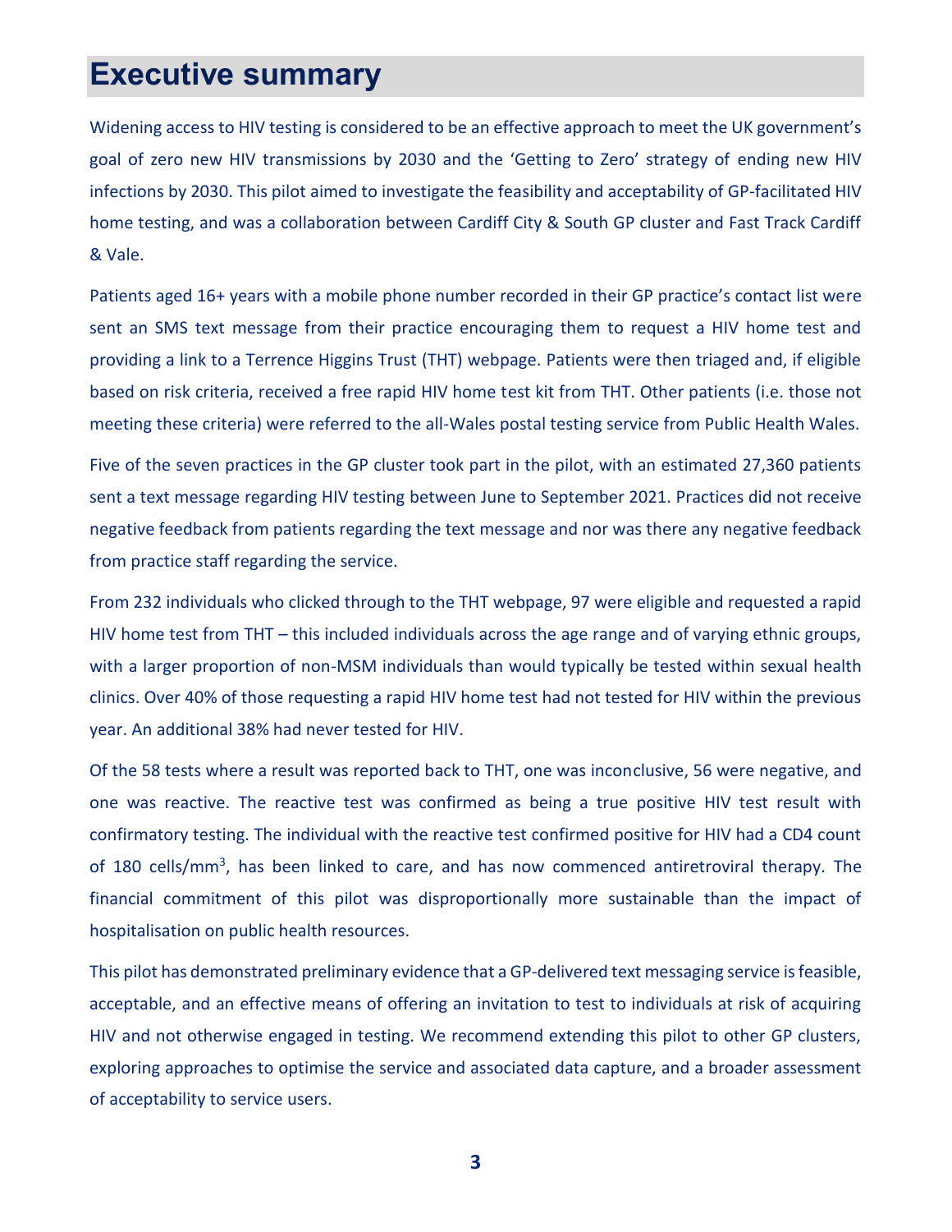# Executive summary

Widening access to HIV testing is considered to be an effective approach to meet the UK government's goal of zero new HIV transmissions by 2030 and the 'Getting to Zero' strategy of ending new HIV infections by 2030. This pilot aimed to investigate the feasibility and acceptability of GP-facilitated HIV home testing, and was a collaboration between Cardiff City & South GP cluster and Fast Track Cardiff & Vale.

Patients aged 16+ years with a mobile phone number recorded in their GP practice's contact list were sent an SMS text message from their practice encouraging them to request a HIV home test and providing a link to a Terrence Higgins Trust (THT) webpage. Patients were then triaged and, if eligible based on risk criteria, received a free rapid HIV home test kit from THT. Other patients (i.e. those not meeting these criteria) were referred to the all-Wales postal testing service from Public Health Wales.

Five of the seven practices in the GP cluster took part in the pilot, with an estimated 27,360 patients sent a text message regarding HIV testing between June to September 2021. Practices did not receive negative feedback from patients regarding the text message and nor was there any negative feedback from practice staff regarding the service.

From 232 individuals who clicked through to the THT webpage, 97 were eligible and requested a rapid HIV home test from THT – this included individuals across the age range and of varying ethnic groups, with a larger proportion of non-MSM individuals than would typically be tested within sexual health clinics. Over 40% of those requesting a rapid HIV home test had not tested for HIV within the previous year. An additional 38% had never tested for HIV.

Of the 58 tests where a result was reported back to THT, one was inconclusive, 56 were negative, and one was reactive. The reactive test was confirmed as being a true positive HIV test result with confirmatory testing. The individual with the reactive test confirmed positive for HIV had a CD4 count of 180 cells/mm$^3$, has been linked to care, and has now commenced antiretroviral therapy. The financial commitment of this pilot was disproportionally more sustainable than the impact of hospitalisation on public health resources.

This pilot has demonstrated preliminary evidence that a GP-delivered text messaging service is feasible, acceptable, and an effective means of offering an invitation to test to individuals at risk of acquiring HIV and not otherwise engaged in testing. We recommend extending this pilot to other GP clusters, exploring approaches to optimise the service and associated data capture, and a broader assessment of acceptability to service users.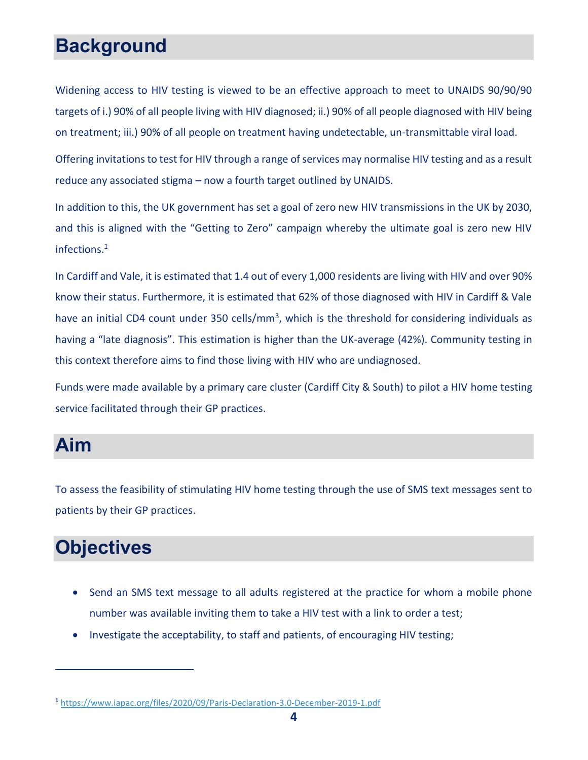## Background

Widening access to HIV testing is viewed to be an effective approach to meet to UNAIDS 90/90/90 targets of i.) 90% of all people living with HIV diagnosed; ii.) 90% of all people diagnosed with HIV being on treatment; iii.) 90% of all people on treatment having undetectable, un-transmittable viral load.

Offering invitations to test for HIV through a range of services may normalise HIV testing and as a result reduce any associated stigma – now a fourth target outlined by UNAIDS.

In addition to this, the UK government has set a goal of zero new HIV transmissions in the UK by 2030, and this is aligned with the "Getting to Zero" campaign whereby the ultimate goal is zero new HIV infections.[1]

In Cardiff and Vale, it is estimated that 1.4 out of every 1,000 residents are living with HIV and over 90% know their status. Furthermore, it is estimated that 62% of those diagnosed with HIV in Cardiff & Vale have an initial CD4 count under 350 cells/mm$^3$, which is the threshold for considering individuals as having a "late diagnosis". This estimation is higher than the UK-average (42%). Community testing in this context therefore aims to find those living with HIV who are undiagnosed.

Funds were made available by a primary care cluster (Cardiff City & South) to pilot a HIV home testing service facilitated through their GP practices.

## Aim

To assess the feasibility of stimulating HIV home testing through the use of SMS text messages sent to patients by their GP practices.

## Objectives

- Send an SMS text message to all adults registered at the practice for whom a mobile phone number was available inviting them to take a HIV test with a link to order a test;
- Investigate the acceptability, to staff and patients, of encouraging HIV testing;

[1] https://www.iapac.org/files/2020/09/Paris-Declaration-3.0-December-2019-1.pdf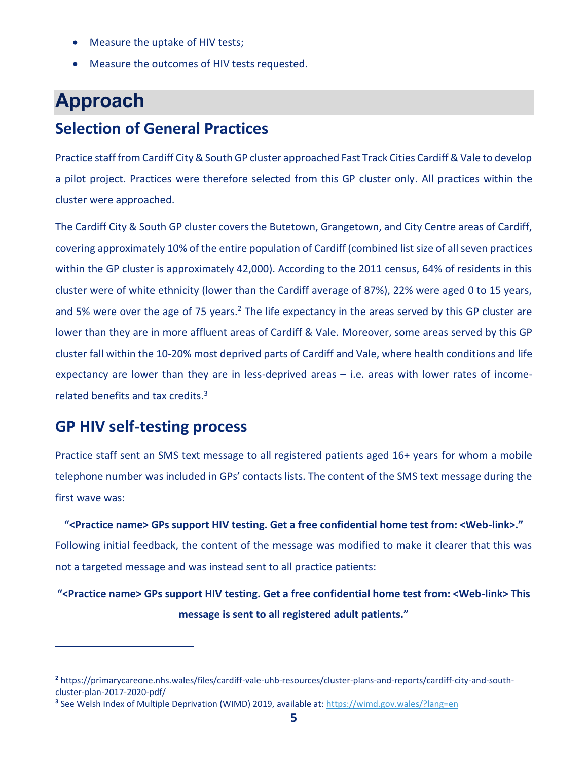- Measure the uptake of HIV tests;
- Measure the outcomes of HIV tests requested.

# Approach

## Selection of General Practices

Practice staff from Cardiff City & South GP cluster approached Fast Track Cities Cardiff & Vale to develop a pilot project. Practices were therefore selected from this GP cluster only. All practices within the cluster were approached.

The Cardiff City & South GP cluster covers the Butetown, Grangetown, and City Centre areas of Cardiff, covering approximately 10% of the entire population of Cardiff (combined list size of all seven practices within the GP cluster is approximately 42,000). According to the 2011 census, 64% of residents in this cluster were of white ethnicity (lower than the Cardiff average of 87%), 22% were aged 0 to 15 years, and 5% were over the age of 75 years.[2] The life expectancy in the areas served by this GP cluster are lower than they are in more affluent areas of Cardiff & Vale. Moreover, some areas served by this GP cluster fall within the 10-20% most deprived parts of Cardiff and Vale, where health conditions and life expectancy are lower than they are in less-deprived areas – i.e. areas with lower rates of income-related benefits and tax credits.[3]

## GP HIV self-testing process

Practice staff sent an SMS text message to all registered patients aged 16+ years for whom a mobile telephone number was included in GPs' contacts lists. The content of the SMS text message during the first wave was:

**"<Practice name> GPs support HIV testing. Get a free confidential home test from: <Web-link>."**

Following initial feedback, the content of the message was modified to make it clearer that this was not a targeted message and was instead sent to all practice patients:

**"<Practice name> GPs support HIV testing. Get a free confidential home test from: <Web-link> This message is sent to all registered adult patients."**

---

[2] https://primarycareone.nhs.wales/files/cardiff-vale-uhb-resources/cluster-plans-and-reports/cardiff-city-and-south-cluster-plan-2017-2020-pdf/

[3] See Welsh Index of Multiple Deprivation (WIMD) 2019, available at: https://wimd.gov.wales/?lang=en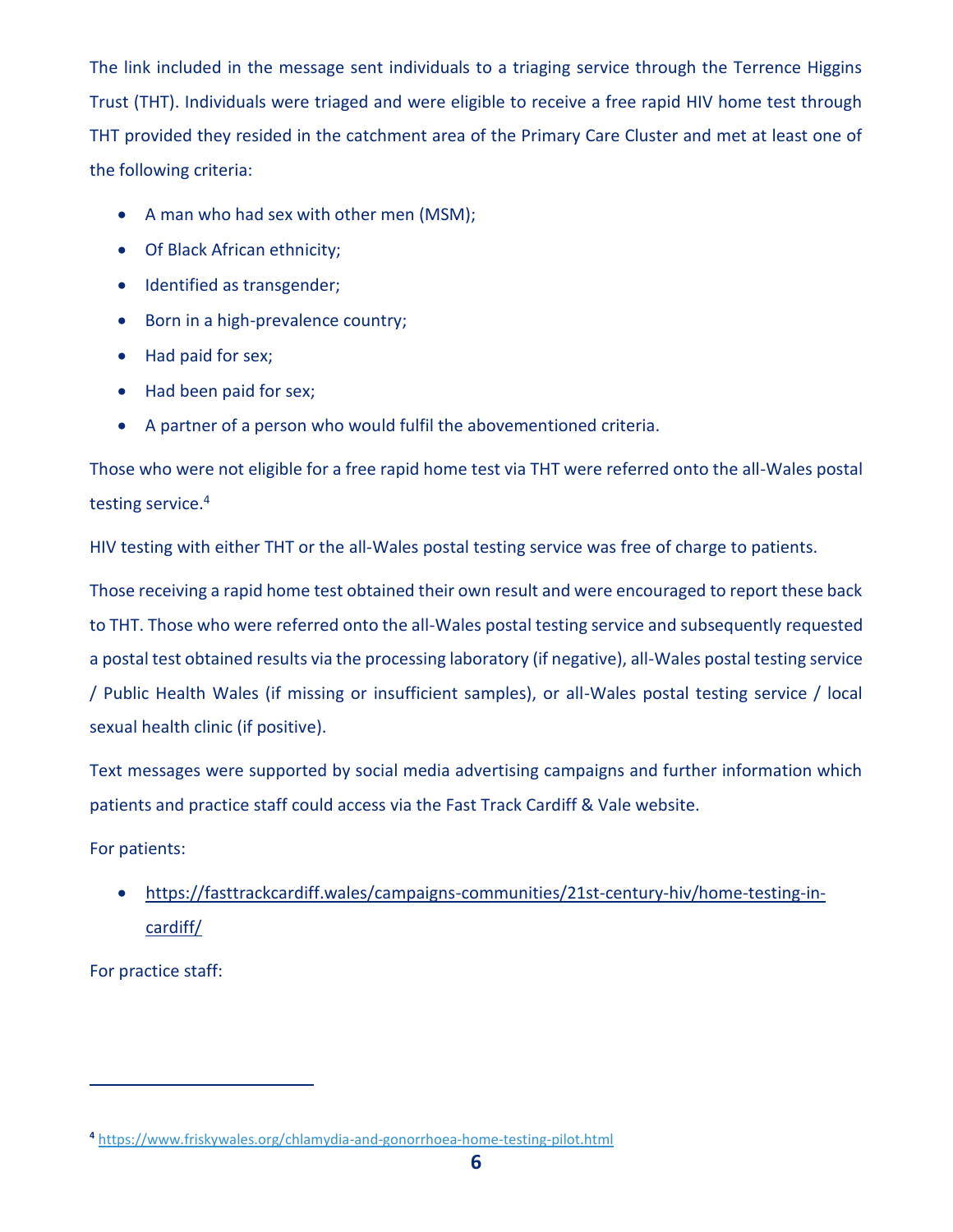The link included in the message sent individuals to a triaging service through the Terrence Higgins Trust (THT). Individuals were triaged and were eligible to receive a free rapid HIV home test through THT provided they resided in the catchment area of the Primary Care Cluster and met at least one of the following criteria:

- A man who had sex with other men (MSM);
- Of Black African ethnicity;
- Identified as transgender;
- Born in a high-prevalence country;
- Had paid for sex;
- Had been paid for sex;
- A partner of a person who would fulfil the abovementioned criteria.

Those who were not eligible for a free rapid home test via THT were referred onto the all-Wales postal testing service.[4]

HIV testing with either THT or the all-Wales postal testing service was free of charge to patients.

Those receiving a rapid home test obtained their own result and were encouraged to report these back to THT. Those who were referred onto the all-Wales postal testing service and subsequently requested a postal test obtained results via the processing laboratory (if negative), all-Wales postal testing service / Public Health Wales (if missing or insufficient samples), or all-Wales postal testing service / local sexual health clinic (if positive).

Text messages were supported by social media advertising campaigns and further information which patients and practice staff could access via the Fast Track Cardiff & Vale website.

For patients:

- https://fasttrackcardiff.wales/campaigns-communities/21st-century-hiv/home-testing-in-cardiff/

For practice staff:

---

[4] https://www.friskywales.org/chlamydia-and-gonorrhoea-home-testing-pilot.html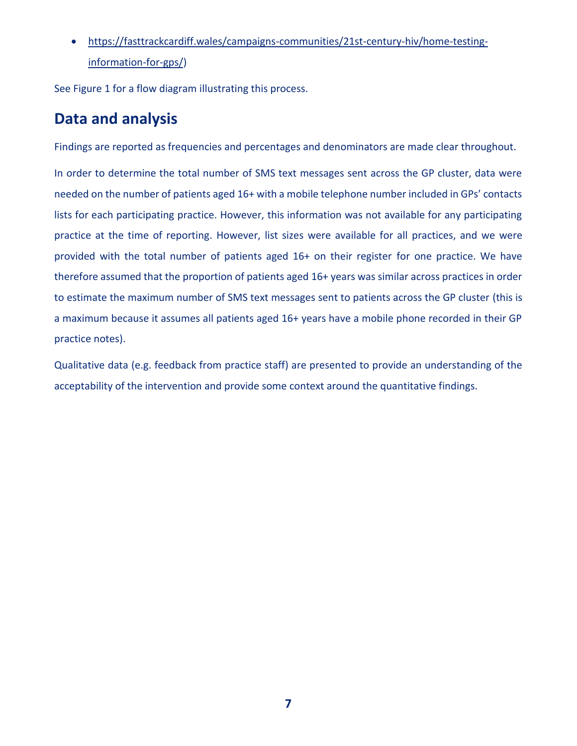- https://fasttrackcardiff.wales/campaigns-communities/21st-century-hiv/home-testing-information-for-gps/)

See Figure 1 for a flow diagram illustrating this process.

## Data and analysis

Findings are reported as frequencies and percentages and denominators are made clear throughout.

In order to determine the total number of SMS text messages sent across the GP cluster, data were needed on the number of patients aged 16+ with a mobile telephone number included in GPs' contacts lists for each participating practice. However, this information was not available for any participating practice at the time of reporting. However, list sizes were available for all practices, and we were provided with the total number of patients aged 16+ on their register for one practice. We have therefore assumed that the proportion of patients aged 16+ years was similar across practices in order to estimate the maximum number of SMS text messages sent to patients across the GP cluster (this is a maximum because it assumes all patients aged 16+ years have a mobile phone recorded in their GP practice notes).

Qualitative data (e.g. feedback from practice staff) are presented to provide an understanding of the acceptability of the intervention and provide some context around the quantitative findings.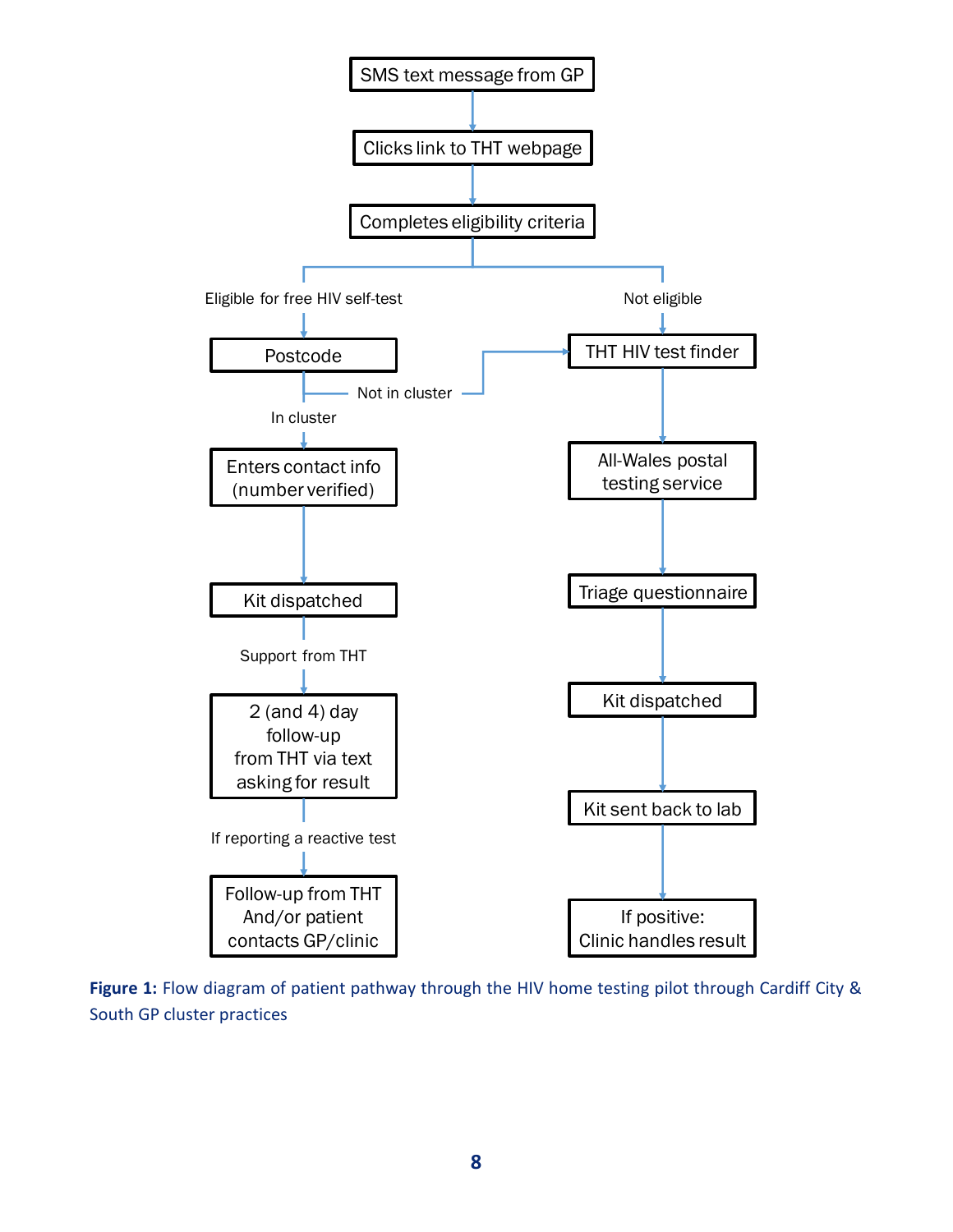SMS text message from GP

Clicks link to THT webpage

Completes eligibility criteria

Eligible for free HIV self-test

Postcode

Not in cluster

In cluster

Enters contact info (number verified)

Kit dispatched

Support from THT

2 (and 4) day follow-up from THT via text asking for result

If reporting a reactive test

Follow-up from THT And/or patient contacts GP/clinic

Not eligible

THT HIV test finder

All-Wales postal testing service

Triage questionnaire

Kit dispatched

Kit sent back to lab

If positive: Clinic handles result

**Figure 1:** Flow diagram of patient pathway through the HIV home testing pilot through Cardiff City & South GP cluster practices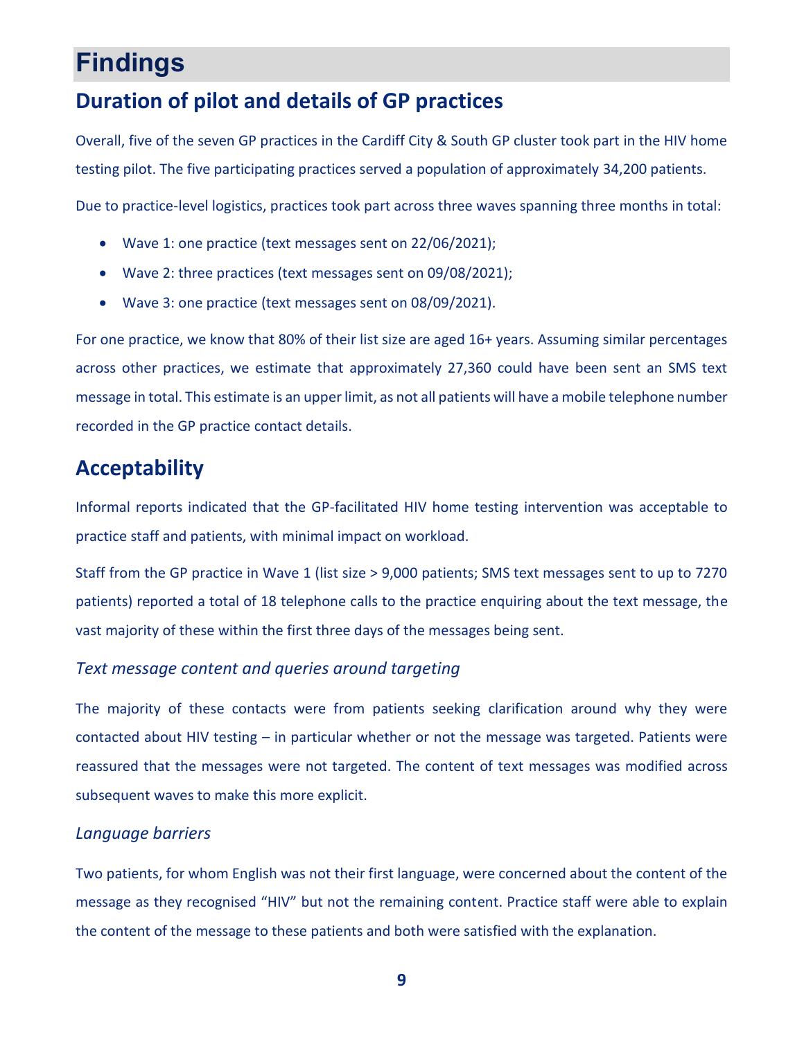# Findings

## Duration of pilot and details of GP practices

Overall, five of the seven GP practices in the Cardiff City & South GP cluster took part in the HIV home testing pilot. The five participating practices served a population of approximately 34,200 patients.

Due to practice-level logistics, practices took part across three waves spanning three months in total:

- Wave 1: one practice (text messages sent on 22/06/2021);
- Wave 2: three practices (text messages sent on 09/08/2021);
- Wave 3: one practice (text messages sent on 08/09/2021).

For one practice, we know that 80% of their list size are aged 16+ years. Assuming similar percentages across other practices, we estimate that approximately 27,360 could have been sent an SMS text message in total. This estimate is an upper limit, as not all patients will have a mobile telephone number recorded in the GP practice contact details.

## Acceptability

Informal reports indicated that the GP-facilitated HIV home testing intervention was acceptable to practice staff and patients, with minimal impact on workload.

Staff from the GP practice in Wave 1 (list size > 9,000 patients; SMS text messages sent to up to 7270 patients) reported a total of 18 telephone calls to the practice enquiring about the text message, the vast majority of these within the first three days of the messages being sent.

### *Text message content and queries around targeting*

The majority of these contacts were from patients seeking clarification around why they were contacted about HIV testing – in particular whether or not the message was targeted. Patients were reassured that the messages were not targeted. The content of text messages was modified across subsequent waves to make this more explicit.

### *Language barriers*

Two patients, for whom English was not their first language, were concerned about the content of the message as they recognised "HIV" but not the remaining content. Practice staff were able to explain the content of the message to these patients and both were satisfied with the explanation.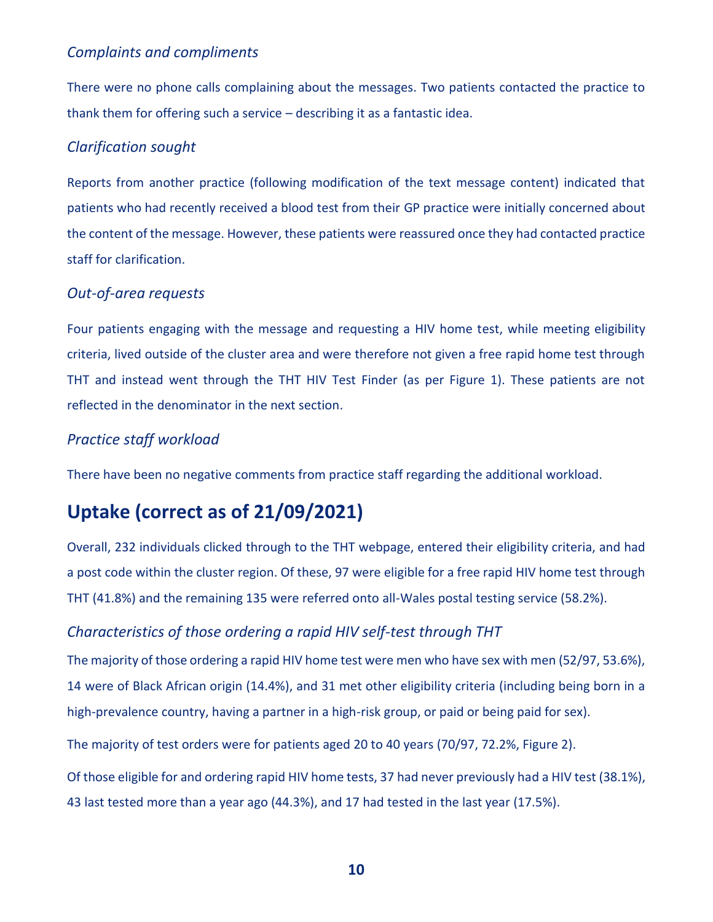### *Complaints and compliments*

There were no phone calls complaining about the messages. Two patients contacted the practice to thank them for offering such a service – describing it as a fantastic idea.

### *Clarification sought*

Reports from another practice (following modification of the text message content) indicated that patients who had recently received a blood test from their GP practice were initially concerned about the content of the message. However, these patients were reassured once they had contacted practice staff for clarification.

### *Out-of-area requests*

Four patients engaging with the message and requesting a HIV home test, while meeting eligibility criteria, lived outside of the cluster area and were therefore not given a free rapid home test through THT and instead went through the THT HIV Test Finder (as per Figure 1). These patients are not reflected in the denominator in the next section.

### *Practice staff workload*

There have been no negative comments from practice staff regarding the additional workload.

## Uptake (correct as of 21/09/2021)

Overall, 232 individuals clicked through to the THT webpage, entered their eligibility criteria, and had a post code within the cluster region. Of these, 97 were eligible for a free rapid HIV home test through THT (41.8%) and the remaining 135 were referred onto all-Wales postal testing service (58.2%).

### *Characteristics of those ordering a rapid HIV self-test through THT*

The majority of those ordering a rapid HIV home test were men who have sex with men (52/97, 53.6%), 14 were of Black African origin (14.4%), and 31 met other eligibility criteria (including being born in a high-prevalence country, having a partner in a high-risk group, or paid or being paid for sex).

The majority of test orders were for patients aged 20 to 40 years (70/97, 72.2%, Figure 2).

Of those eligible for and ordering rapid HIV home tests, 37 had never previously had a HIV test (38.1%), 43 last tested more than a year ago (44.3%), and 17 had tested in the last year (17.5%).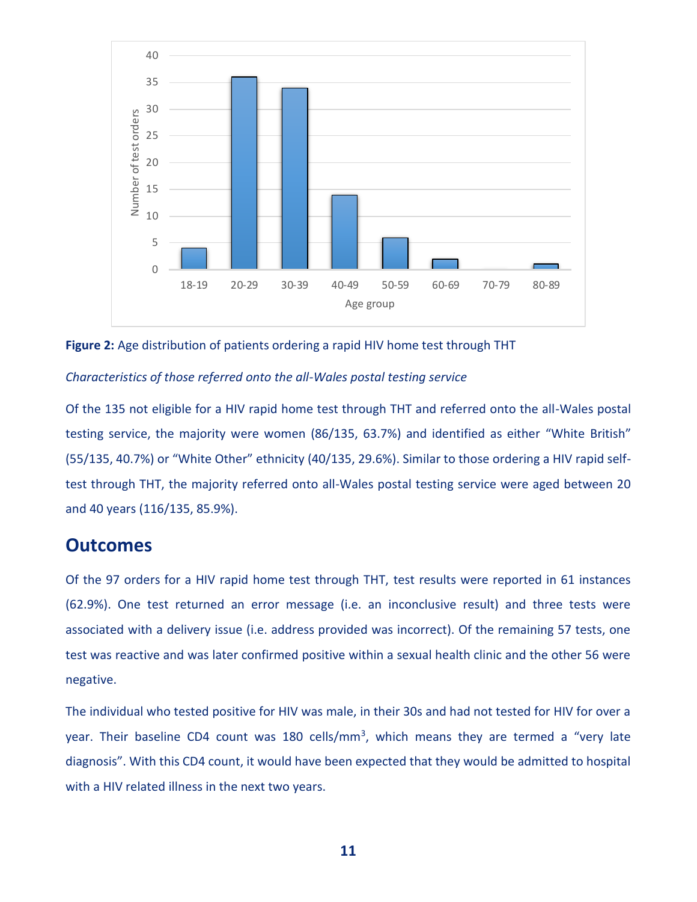**Figure 2:** Age distribution of patients ordering a rapid HIV home test through THT

*Characteristics of those referred onto the all-Wales postal testing service*

Of the 135 not eligible for a HIV rapid home test through THT and referred onto the all-Wales postal testing service, the majority were women (86/135, 63.7%) and identified as either “White British” (55/135, 40.7%) or “White Other” ethnicity (40/135, 29.6%). Similar to those ordering a HIV rapid self-test through THT, the majority referred onto all-Wales postal testing service were aged between 20 and 40 years (116/135, 85.9%).

## Outcomes

Of the 97 orders for a HIV rapid home test through THT, test results were reported in 61 instances (62.9%). One test returned an error message (i.e. an inconclusive result) and three tests were associated with a delivery issue (i.e. address provided was incorrect). Of the remaining 57 tests, one test was reactive and was later confirmed positive within a sexual health clinic and the other 56 were negative.

The individual who tested positive for HIV was male, in their 30s and had not tested for HIV for over a year. Their baseline CD4 count was 180 cells/mm$^3$, which means they are termed a “very late diagnosis”. With this CD4 count, it would have been expected that they would be admitted to hospital with a HIV related illness in the next two years.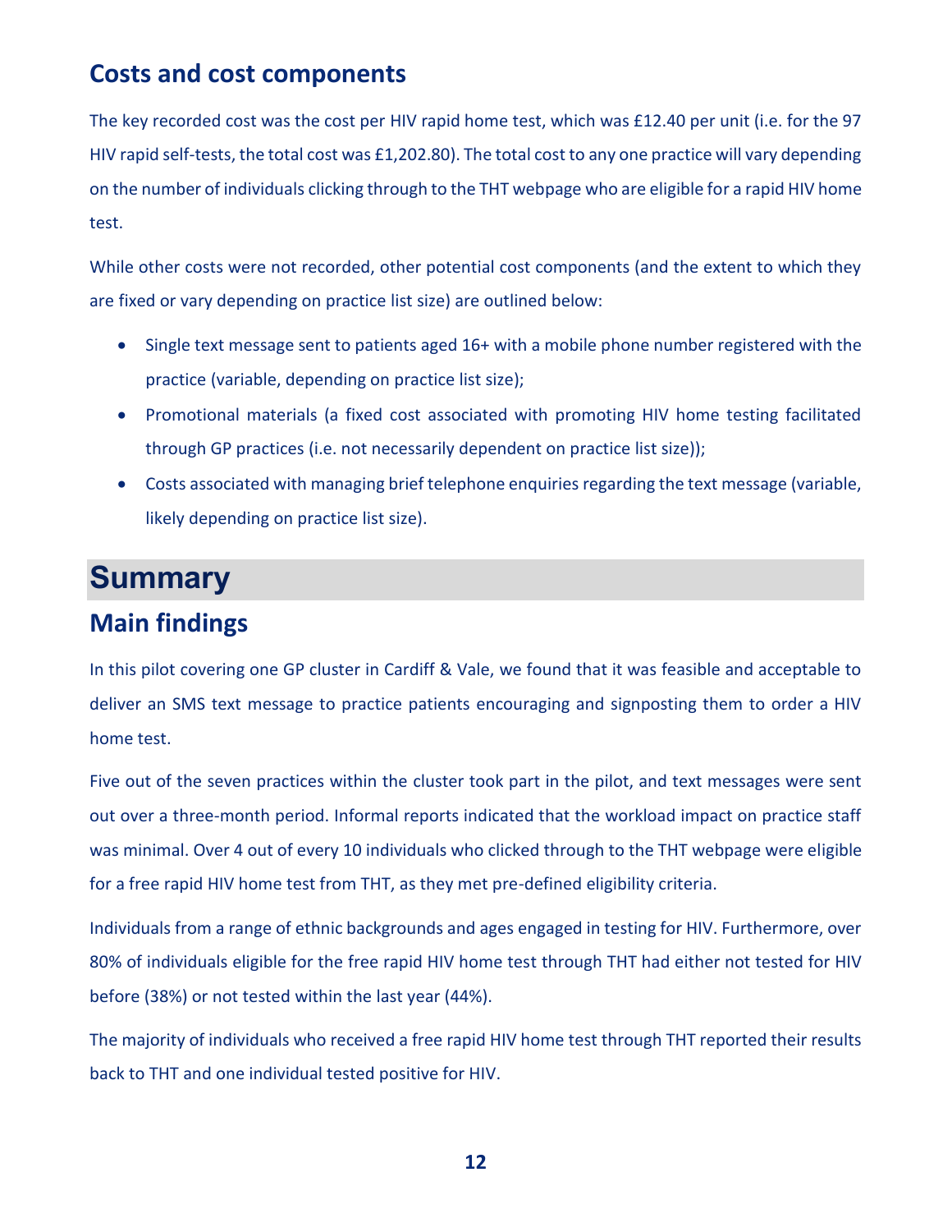## Costs and cost components

The key recorded cost was the cost per HIV rapid home test, which was £12.40 per unit (i.e. for the 97 HIV rapid self-tests, the total cost was £1,202.80). The total cost to any one practice will vary depending on the number of individuals clicking through to the THT webpage who are eligible for a rapid HIV home test.

While other costs were not recorded, other potential cost components (and the extent to which they are fixed or vary depending on practice list size) are outlined below:

- Single text message sent to patients aged 16+ with a mobile phone number registered with the practice (variable, depending on practice list size);
- Promotional materials (a fixed cost associated with promoting HIV home testing facilitated through GP practices (i.e. not necessarily dependent on practice list size));
- Costs associated with managing brief telephone enquiries regarding the text message (variable, likely depending on practice list size).

# Summary

## Main findings

In this pilot covering one GP cluster in Cardiff & Vale, we found that it was feasible and acceptable to deliver an SMS text message to practice patients encouraging and signposting them to order a HIV home test.

Five out of the seven practices within the cluster took part in the pilot, and text messages were sent out over a three-month period. Informal reports indicated that the workload impact on practice staff was minimal. Over 4 out of every 10 individuals who clicked through to the THT webpage were eligible for a free rapid HIV home test from THT, as they met pre-defined eligibility criteria.

Individuals from a range of ethnic backgrounds and ages engaged in testing for HIV. Furthermore, over 80% of individuals eligible for the free rapid HIV home test through THT had either not tested for HIV before (38%) or not tested within the last year (44%).

The majority of individuals who received a free rapid HIV home test through THT reported their results back to THT and one individual tested positive for HIV.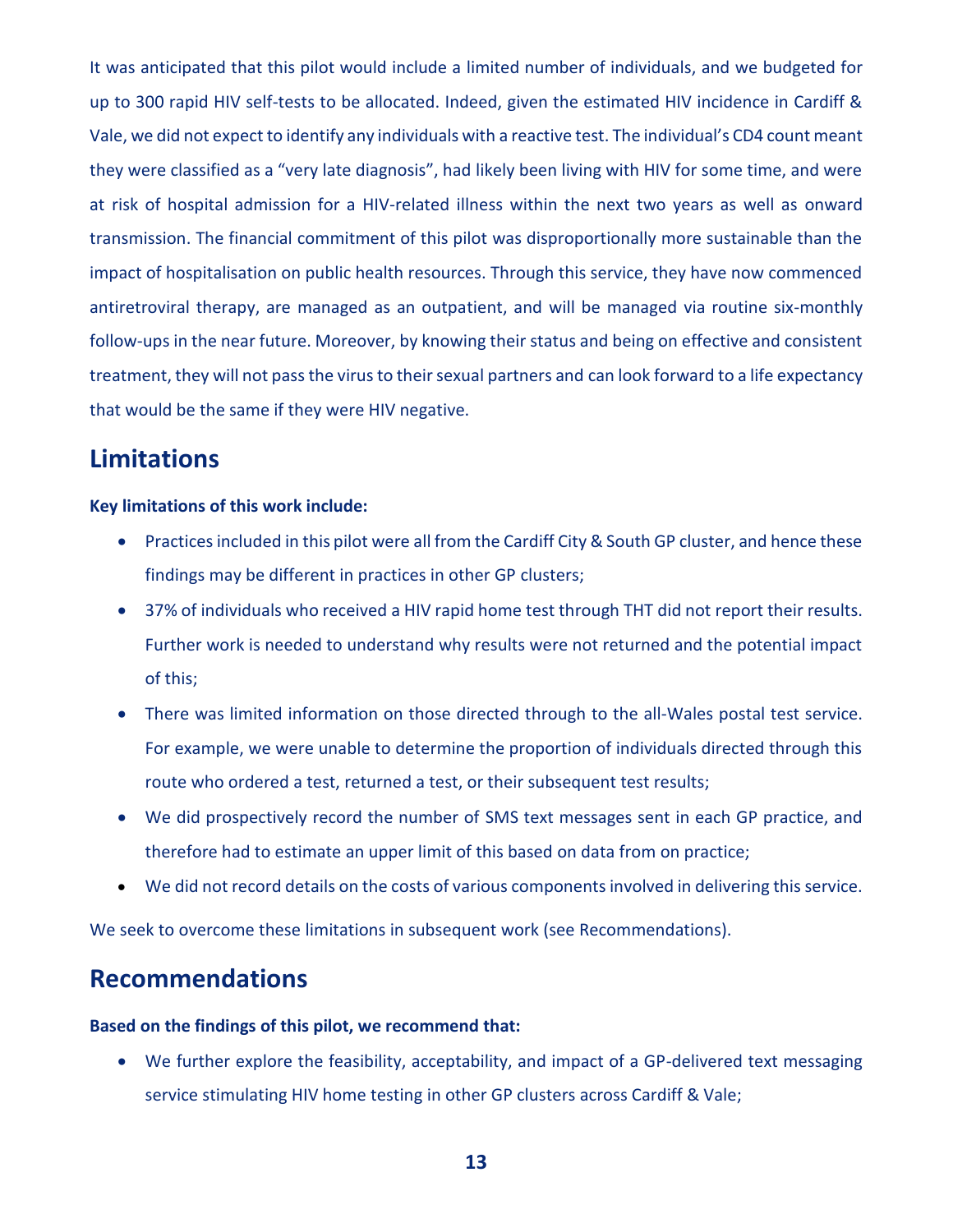It was anticipated that this pilot would include a limited number of individuals, and we budgeted for up to 300 rapid HIV self-tests to be allocated. Indeed, given the estimated HIV incidence in Cardiff & Vale, we did not expect to identify any individuals with a reactive test. The individual's CD4 count meant they were classified as a "very late diagnosis", had likely been living with HIV for some time, and were at risk of hospital admission for a HIV-related illness within the next two years as well as onward transmission. The financial commitment of this pilot was disproportionally more sustainable than the impact of hospitalisation on public health resources. Through this service, they have now commenced antiretroviral therapy, are managed as an outpatient, and will be managed via routine six-monthly follow-ups in the near future. Moreover, by knowing their status and being on effective and consistent treatment, they will not pass the virus to their sexual partners and can look forward to a life expectancy that would be the same if they were HIV negative.

## Limitations

**Key limitations of this work include:**

- Practices included in this pilot were all from the Cardiff City & South GP cluster, and hence these findings may be different in practices in other GP clusters;
- 37% of individuals who received a HIV rapid home test through THT did not report their results. Further work is needed to understand why results were not returned and the potential impact of this;
- There was limited information on those directed through to the all-Wales postal test service. For example, we were unable to determine the proportion of individuals directed through this route who ordered a test, returned a test, or their subsequent test results;
- We did prospectively record the number of SMS text messages sent in each GP practice, and therefore had to estimate an upper limit of this based on data from on practice;
- We did not record details on the costs of various components involved in delivering this service.

We seek to overcome these limitations in subsequent work (see Recommendations).

## Recommendations

**Based on the findings of this pilot, we recommend that:**

- We further explore the feasibility, acceptability, and impact of a GP-delivered text messaging service stimulating HIV home testing in other GP clusters across Cardiff & Vale;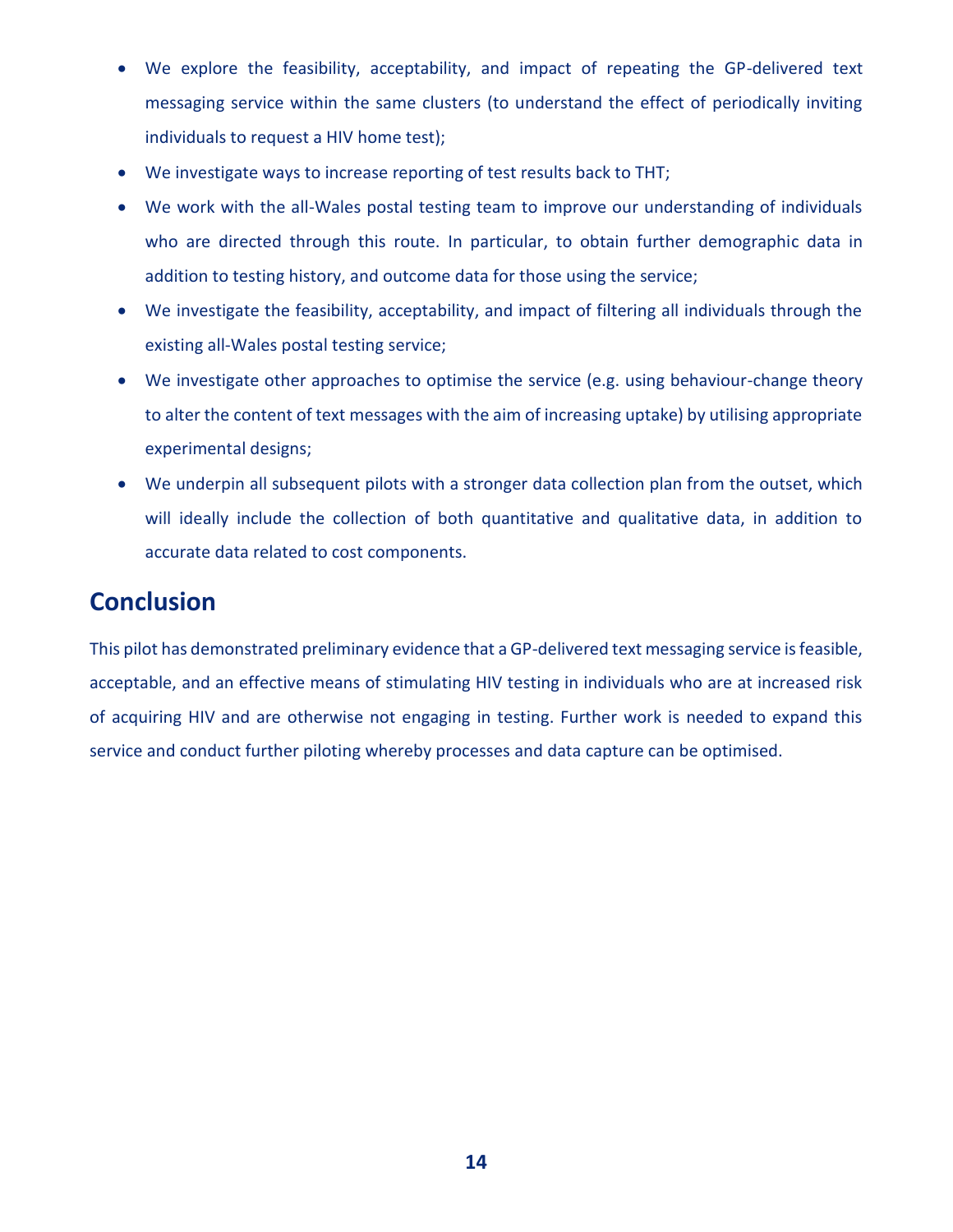- We explore the feasibility, acceptability, and impact of repeating the GP-delivered text messaging service within the same clusters (to understand the effect of periodically inviting individuals to request a HIV home test);
- We investigate ways to increase reporting of test results back to THT;
- We work with the all-Wales postal testing team to improve our understanding of individuals who are directed through this route. In particular, to obtain further demographic data in addition to testing history, and outcome data for those using the service;
- We investigate the feasibility, acceptability, and impact of filtering all individuals through the existing all-Wales postal testing service;
- We investigate other approaches to optimise the service (e.g. using behaviour-change theory to alter the content of text messages with the aim of increasing uptake) by utilising appropriate experimental designs;
- We underpin all subsequent pilots with a stronger data collection plan from the outset, which will ideally include the collection of both quantitative and qualitative data, in addition to accurate data related to cost components.

## Conclusion

This pilot has demonstrated preliminary evidence that a GP-delivered text messaging service is feasible, acceptable, and an effective means of stimulating HIV testing in individuals who are at increased risk of acquiring HIV and are otherwise not engaging in testing. Further work is needed to expand this service and conduct further piloting whereby processes and data capture can be optimised.